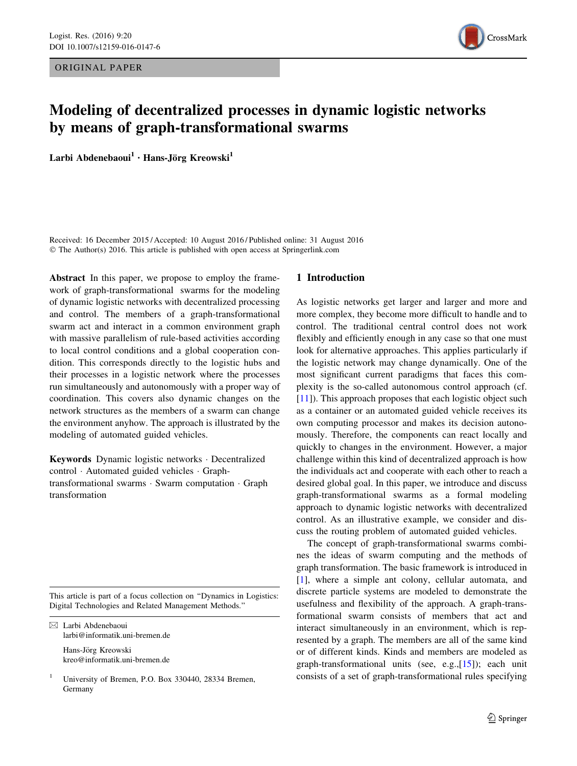ORIGINAL PAPER

# Modeling of decentralized processes in dynamic logistic networks by means of graph-transformational swarms

**Larbi Abdenebaoui[1] · Hans-Jörg Kreowski[1]**

Received: 16 December 2015 / Accepted: 10 August 2016 / Published online: 31 August 2016
© The Author(s) 2016. This article is published with open access at Springerlink.com

**Abstract** In this paper, we propose to employ the framework of graph-transformational swarms for the modeling of dynamic logistic networks with decentralized processing and control. The members of a graph-transformational swarm act and interact in a common environment graph with massive parallelism of rule-based activities according to local control conditions and a global cooperation condition. This corresponds directly to the logistic hubs and their processes in a logistic network where the processes run simultaneously and autonomously with a proper way of coordination. This covers also dynamic changes on the network structures as the members of a swarm can change the environment anyhow. The approach is illustrated by the modeling of automated guided vehicles.

**Keywords** Dynamic logistic networks · Decentralized control · Automated guided vehicles · Graph-transformational swarms · Swarm computation · Graph transformation

This article is part of a focus collection on "Dynamics in Logistics: Digital Technologies and Related Management Methods."

✉ Larbi Abdenebaoui
larbi@informatik.uni-bremen.de

Hans-Jörg Kreowski
kreo@informatik.uni-bremen.de

[1] University of Bremen, P.O. Box 330440, 28334 Bremen, Germany

## 1 Introduction

As logistic networks get larger and larger and more and more complex, they become more difficult to handle and to control. The traditional central control does not work flexibly and efficiently enough in any case so that one must look for alternative approaches. This applies particularly if the logistic network may change dynamically. One of the most significant current paradigms that faces this complexity is the so-called autonomous control approach (cf. [11]). This approach proposes that each logistic object such as a container or an automated guided vehicle receives its own computing processor and makes its decision autonomously. Therefore, the components can react locally and quickly to changes in the environment. However, a major challenge within this kind of decentralized approach is how the individuals act and cooperate with each other to reach a desired global goal. In this paper, we introduce and discuss graph-transformational swarms as a formal modeling approach to dynamic logistic networks with decentralized control. As an illustrative example, we consider and discuss the routing problem of automated guided vehicles.

The concept of graph-transformational swarms combines the ideas of swarm computing and the methods of graph transformation. The basic framework is introduced in [1], where a simple ant colony, cellular automata, and discrete particle systems are modeled to demonstrate the usefulness and flexibility of the approach. A graph-transformational swarm consists of members that act and interact simultaneously in an environment, which is represented by a graph. The members are all of the same kind or of different kinds. Kinds and members are modeled as graph-transformational units (see, e.g.,[15]); each unit consists of a set of graph-transformational rules specifying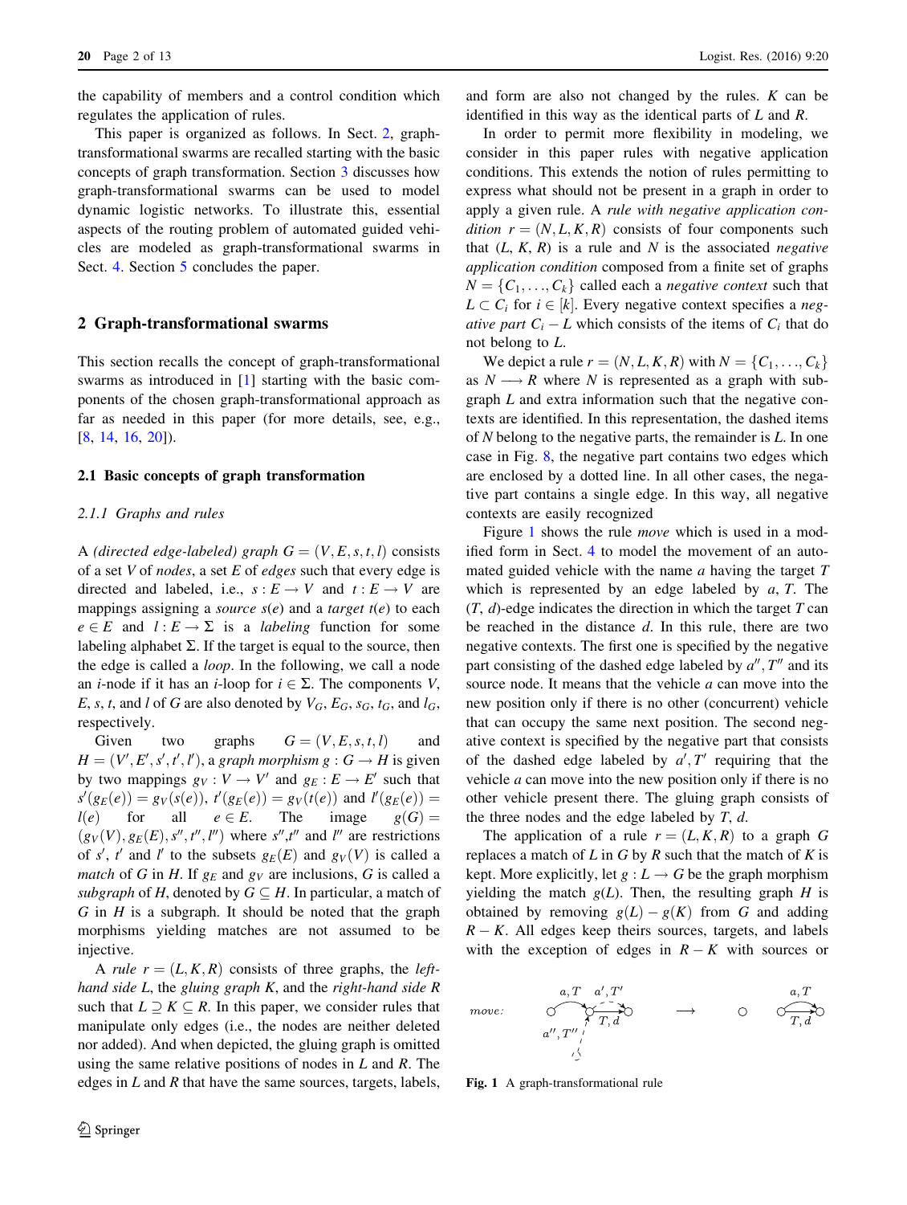the capability of members and a control condition which regulates the application of rules.

This paper is organized as follows. In Sect. 2, graph-transformational swarms are recalled starting with the basic concepts of graph transformation. Section 3 discusses how graph-transformational swarms can be used to model dynamic logistic networks. To illustrate this, essential aspects of the routing problem of automated guided vehicles are modeled as graph-transformational swarms in Sect. 4. Section 5 concludes the paper.

## 2 Graph-transformational swarms

This section recalls the concept of graph-transformational swarms as introduced in [1] starting with the basic components of the chosen graph-transformational approach as far as needed in this paper (for more details, see, e.g., [8, 14, 16, 20]).

### 2.1 Basic concepts of graph transformation

#### 2.1.1 Graphs and rules

A *(directed edge-labeled) graph* $G = (V, E, s, t, l)$ consists of a set $V$ of *nodes*, a set $E$ of *edges* such that every edge is directed and labeled, i.e., $s : E \to V$ and $t : E \to V$ are mappings assigning a *source* $s(e)$ and a *target* $t(e)$ to each $e \in E$ and $l : E \to \Sigma$ is a *labeling* function for some labeling alphabet $\Sigma$. If the target is equal to the source, then the edge is called a *loop*. In the following, we call a node an $i$-node if it has an $i$-loop for $i \in \Sigma$. The components $V$, $E$, $s$, $t$, and $l$ of $G$ are also denoted by $V_G$, $E_G$, $s_G$, $t_G$, and $l_G$, respectively.

Given two graphs $G = (V, E, s, t, l)$ and $H = (V', E', s', t', l')$, a *graph morphism* $g : G \to H$ is given by two mappings $g_V : V \to V'$ and $g_E : E \to E'$ such that $s'(g_E(e)) = g_V(s(e))$, $t'(g_E(e)) = g_V(t(e))$ and $l'(g_E(e)) = l(e)$ for all $e \in E$. The image $g(G) = (g_V(V), g_E(E), s'', t'', l'')$ where $s''$, $t''$ and $l''$ are restrictions of $s'$, $t'$ and $l'$ to the subsets $g_E(E)$ and $g_V(V)$ is called a *match* of $G$ in $H$. If $g_E$ and $g_V$ are inclusions, $G$ is called a *subgraph* of $H$, denoted by $G \subseteq H$. In particular, a match of $G$ in $H$ is a subgraph. It should be noted that the graph morphisms yielding matches are not assumed to be injective.

A *rule* $r = (L, K, R)$ consists of three graphs, the *left-hand side* $L$, the *gluing graph* $K$, and the *right-hand side* $R$ such that $L \supseteq K \subseteq R$. In this paper, we consider rules that manipulate only edges (i.e., the nodes are neither deleted nor added). And when depicted, the gluing graph is omitted using the same relative positions of nodes in $L$ and $R$. The edges in $L$ and $R$ that have the same sources, targets, labels, and form are also not changed by the rules. $K$ can be identified in this way as the identical parts of $L$ and $R$.

In order to permit more flexibility in modeling, we consider in this paper rules with negative application conditions. This extends the notion of rules permitting to express what should not be present in a graph in order to apply a given rule. A *rule with negative application condition* $r = (N, L, K, R)$ consists of four components such that $(L, K, R)$ is a rule and $N$ is the associated *negative application condition* composed from a finite set of graphs $N = \{C_1, \ldots, C_k\}$ called each a *negative context* such that $L \subset C_i$ for $i \in [k]$. Every negative context specifies a *negative part* $C_i - L$ which consists of the items of $C_i$ that do not belong to $L$.

We depict a rule $r = (N, L, K, R)$ with $N = \{C_1, \ldots, C_k\}$ as $N \longrightarrow R$ where $N$ is represented as a graph with subgraph $L$ and extra information such that the negative contexts are identified. In this representation, the dashed items of $N$ belong to the negative parts, the remainder is $L$. In one case in Fig. 8, the negative part contains two edges which are enclosed by a dotted line. In all other cases, the negative part contains a single edge. In this way, all negative contexts are easily recognized

Figure 1 shows the rule *move* which is used in a modified form in Sect. 4 to model the movement of an automated guided vehicle with the name $a$ having the target $T$ which is represented by an edge labeled by $a$, $T$. The $(T, d)$-edge indicates the direction in which the target $T$ can be reached in the distance $d$. In this rule, there are two negative contexts. The first one is specified by the negative part consisting of the dashed edge labeled by $a''$, $T''$ and its source node. It means that the vehicle $a$ can move into the new position only if there is no other (concurrent) vehicle that can occupy the same next position. The second negative context is specified by the negative part that consists of the dashed edge labeled by $a'$, $T'$ requiring that the vehicle $a$ can move into the new position only if there is no other vehicle present there. The gluing graph consists of the three nodes and the edge labeled by $T$, $d$.

The application of a rule $r = (L, K, R)$ to a graph $G$ replaces a match of $L$ in $G$ by $R$ such that the match of $K$ is kept. More explicitly, let $g : L \to G$ be the graph morphism yielding the match $g(L)$. Then, the resulting graph $H$ is obtained by removing $g(L) - g(K)$ from $G$ and adding $R - K$. All edges keep theirs sources, targets, and labels with the exception of edges in $R - K$ with sources or

**Fig. 1** A graph-transformational rule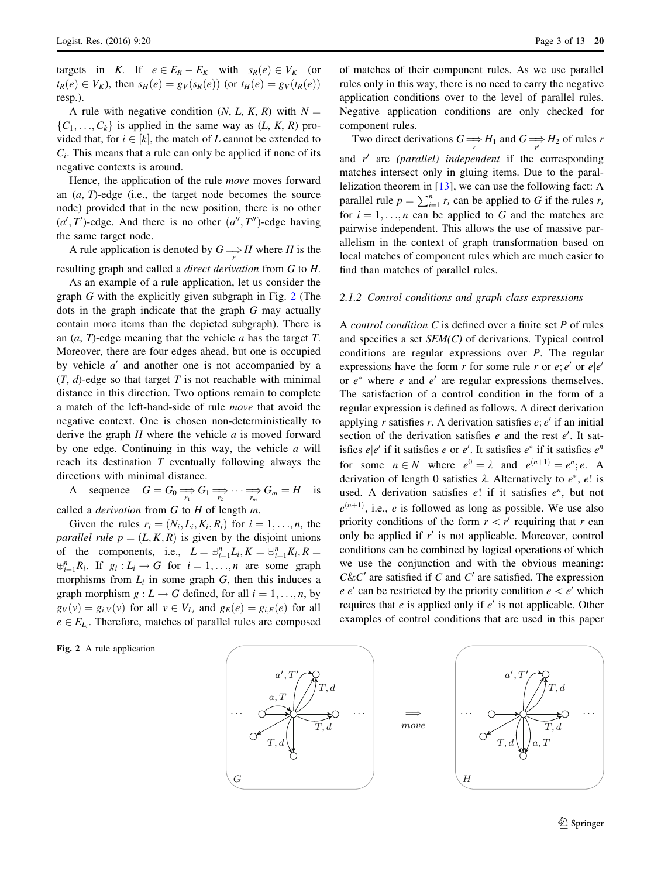targets in $K$. If $e \in E_R - E_K$ with $s_R(e) \in V_K$ (or $t_R(e) \in V_K$), then $s_H(e) = g_V(s_R(e))$ (or $t_H(e) = g_V(t_R(e))$ resp.).

A rule with negative condition $(N, L, K, R)$ with $N = \{C_1, \ldots, C_k\}$ is applied in the same way as $(L, K, R)$ provided that, for $i \in [k]$, the match of $L$ cannot be extended to $C_i$. This means that a rule can only be applied if none of its negative contexts is around.

Hence, the application of the rule *move* moves forward an $(a, T)$-edge (i.e., the target node becomes the source node) provided that in the new position, there is no other $(a', T')$-edge. And there is no other $(a'', T'')$-edge having the same target node.

A rule application is denoted by $G \underset{r}{\Longrightarrow} H$ where $H$ is the resulting graph and called a *direct derivation* from $G$ to $H$.

As an example of a rule application, let us consider the graph $G$ with the explicitly given subgraph in Fig. 2 (The dots in the graph indicate that the graph $G$ may actually contain more items than the depicted subgraph). There is an $(a, T)$-edge meaning that the vehicle $a$ has the target $T$. Moreover, there are four edges ahead, but one is occupied by vehicle $a'$ and another one is not accompanied by a $(T, d)$-edge so that target $T$ is not reachable with minimal distance in this direction. Two options remain to complete a match of the left-hand-side of rule *move* that avoid the negative context. One is chosen non-deterministically to derive the graph $H$ where the vehicle $a$ is moved forward by one edge. Continuing in this way, the vehicle $a$ will reach its destination $T$ eventually following always the directions with minimal distance.

A sequence $G = G_0 \underset{r_1}{\Longrightarrow} G_1 \underset{r_2}{\Longrightarrow} \cdots \underset{r_m}{\Longrightarrow} G_m = H$ is called a *derivation* from $G$ to $H$ of length $m$.

Given the rules $r_i = (N_i, L_i, K_i, R_i)$ for $i = 1, \ldots, n$, the *parallel rule* $p = (L, K, R)$ is given by the disjoint unions of the components, i.e., $L = \uplus_{i=1}^{n} L_i, K = \uplus_{i=1}^{n} K_i, R = \uplus_{i=1}^{n} R_i$. If $g_i : L_i \to G$ for $i = 1, \ldots, n$ are some graph morphisms from $L_i$ in some graph $G$, then this induces a graph morphism $g : L \to G$ defined, for all $i = 1, \ldots, n$, by $g_V(v) = g_{i,V}(v)$ for all $v \in V_{L_i}$ and $g_E(e) = g_{i,E}(e)$ for all $e \in E_{L_i}$. Therefore, matches of parallel rules are composed of matches of their component rules. As we use parallel rules only in this way, there is no need to carry the negative application conditions over to the level of parallel rules. Negative application conditions are only checked for component rules.

Two direct derivations $G \underset{r}{\Longrightarrow} H_1$ and $G \underset{r'}{\Longrightarrow} H_2$ of rules $r$ and $r'$ are *(parallel) independent* if the corresponding matches intersect only in gluing items. Due to the parallelization theorem in [13], we can use the following fact: A parallel rule $p = \sum_{i=1}^{n} r_i$ can be applied to $G$ if the rules $r_i$ for $i = 1, \ldots, n$ can be applied to $G$ and the matches are pairwise independent. This allows the use of massive parallelism in the context of graph transformation based on local matches of component rules which are much easier to find than matches of parallel rules.

#### 2.1.2 Control conditions and graph class expressions

A *control condition* $C$ is defined over a finite set $P$ of rules and specifies a set *SEM(C)* of derivations. Typical control conditions are regular expressions over $P$. The regular expressions have the form $r$ for some rule $r$ or $e; e'$ or $e|e'$ or $e^*$ where $e$ and $e'$ are regular expressions themselves. The satisfaction of a control condition in the form of a regular expression is defined as follows. A direct derivation applying $r$ satisfies $r$. A derivation satisfies $e; e'$ if an initial section of the derivation satisfies $e$ and the rest $e'$. It satisfies $e|e'$ if it satisfies $e$ or $e'$. It satisfies $e^*$ if it satisfies $e^n$ for some $n \in N$ where $e^0 = \lambda$ and $e^{(n+1)} = e^n; e$. A derivation of length 0 satisfies $\lambda$. Alternatively to $e^*$, $e!$ is used. A derivation satisfies $e!$ if it satisfies $e^n$, but not $e^{(n+1)}$, i.e., $e$ is followed as long as possible. We use also priority conditions of the form $r < r'$ requiring that $r$ can only be applied if $r'$ is not applicable. Moreover, control conditions can be combined by logical operations of which we use the conjunction and with the obvious meaning: $C\&C'$ are satisfied if $C$ and $C'$ are satisfied. The expression $e|e'$ can be restricted by the priority condition $e < e'$ which requires that $e$ is applied only if $e'$ is not applicable. Other examples of control conditions that are used in this paper

**Fig. 2** A rule application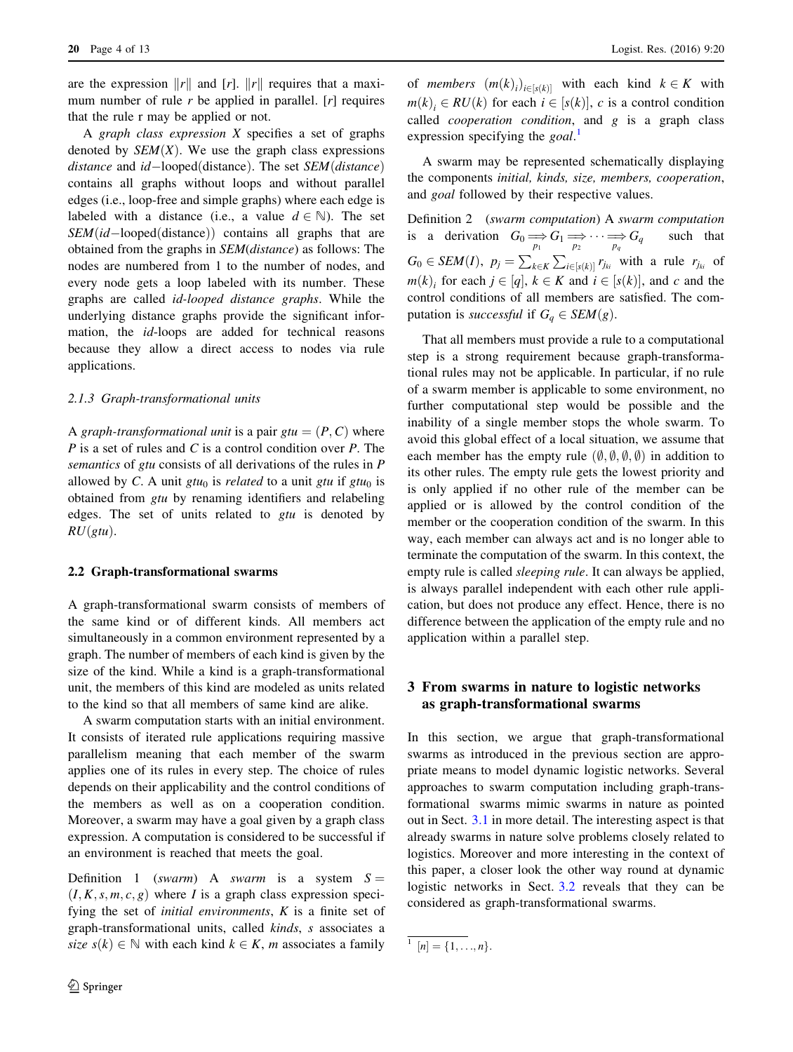are the expression $\|r\|$ and $[r]$. $\|r\|$ requires that a maximum number of rule $r$ be applied in parallel. $[r]$ requires that the rule r may be applied or not.

A *graph class expression* $X$ specifies a set of graphs denoted by $SEM(X)$. We use the graph class expressions *distance* and *id*−looped(distance). The set *SEM*(*distance*) contains all graphs without loops and without parallel edges (i.e., loop-free and simple graphs) where each edge is labeled with a distance (i.e., a value $d \in \mathbb{N}$). The set $SEM(id-\text{looped}(\text{distance}))$ contains all graphs that are obtained from the graphs in *SEM*(*distance*) as follows: The nodes are numbered from 1 to the number of nodes, and every node gets a loop labeled with its number. These graphs are called *id-looped distance graphs*. While the underlying distance graphs provide the significant information, the *id*-loops are added for technical reasons because they allow a direct access to nodes via rule applications.

#### 2.1.3 Graph-transformational units

A *graph-transformational unit* is a pair $gtu = (P, C)$ where $P$ is a set of rules and $C$ is a control condition over $P$. The *semantics* of *gtu* consists of all derivations of the rules in $P$ allowed by $C$. A unit $gtu_0$ is *related* to a unit *gtu* if $gtu_0$ is obtained from *gtu* by renaming identifiers and relabeling edges. The set of units related to *gtu* is denoted by $RU(gtu)$.

### 2.2 Graph-transformational swarms

A graph-transformational swarm consists of members of the same kind or of different kinds. All members act simultaneously in a common environment represented by a graph. The number of members of each kind is given by the size of the kind. While a kind is a graph-transformational unit, the members of this kind are modeled as units related to the kind so that all members of same kind are alike.

A swarm computation starts with an initial environment. It consists of iterated rule applications requiring massive parallelism meaning that each member of the swarm applies one of its rules in every step. The choice of rules depends on their applicability and the control conditions of the members as well as on a cooperation condition. Moreover, a swarm may have a goal given by a graph class expression. A computation is considered to be successful if an environment is reached that meets the goal.

Definition 1 (*swarm*) A *swarm* is a system $S = (I, K, s, m, c, g)$ where $I$ is a graph class expression specifying the set of *initial environments*, $K$ is a finite set of graph-transformational units, called *kinds*, $s$ associates a *size* $s(k) \in \mathbb{N}$ with each kind $k \in K$, $m$ associates a family of *members* $(m(k)_i)_{i \in [s(k)]}$ with each kind $k \in K$ with $m(k)_i \in RU(k)$ for each $i \in [s(k)]$, $c$ is a control condition called *cooperation condition*, and $g$ is a graph class expression specifying the *goal*.[1]

A swarm may be represented schematically displaying the components *initial, kinds, size, members, cooperation*, and *goal* followed by their respective values.

Definition 2 (*swarm computation*) A *swarm computation* is a derivation $G_0 \underset{p_1}{\Longrightarrow} G_1 \underset{p_2}{\Longrightarrow} \cdots \underset{p_q}{\Longrightarrow} G_q$ such that $G_0 \in SEM(I)$, $p_j = \sum_{k \in K} \sum_{i \in [s(k)]} r_{j_{ki}}$ with a rule $r_{j_{ki}}$ of $m(k)_i$ for each $j \in [q]$, $k \in K$ and $i \in [s(k)]$, and $c$ and the control conditions of all members are satisfied. The computation is *successful* if $G_q \in SEM(g)$.

That all members must provide a rule to a computational step is a strong requirement because graph-transformational rules may not be applicable. In particular, if no rule of a swarm member is applicable to some environment, no further computational step would be possible and the inability of a single member stops the whole swarm. To avoid this global effect of a local situation, we assume that each member has the empty rule $(\emptyset, \emptyset, \emptyset, \emptyset)$ in addition to its other rules. The empty rule gets the lowest priority and is only applied if no other rule of the member can be applied or is allowed by the control condition of the member or the cooperation condition of the swarm. In this way, each member can always act and is no longer able to terminate the computation of the swarm. In this context, the empty rule is called *sleeping rule*. It can always be applied, is always parallel independent with each other rule application, but does not produce any effect. Hence, there is no difference between the application of the empty rule and no application within a parallel step.

## 3 From swarms in nature to logistic networks as graph-transformational swarms

In this section, we argue that graph-transformational swarms as introduced in the previous section are appropriate means to model dynamic logistic networks. Several approaches to swarm computation including graph-transformational swarms mimic swarms in nature as pointed out in Sect. 3.1 in more detail. The interesting aspect is that already swarms in nature solve problems closely related to logistics. Moreover and more interesting in the context of this paper, a closer look the other way round at dynamic logistic networks in Sect. 3.2 reveals that they can be considered as graph-transformational swarms.

[1] $[n] = \{1, \ldots, n\}$.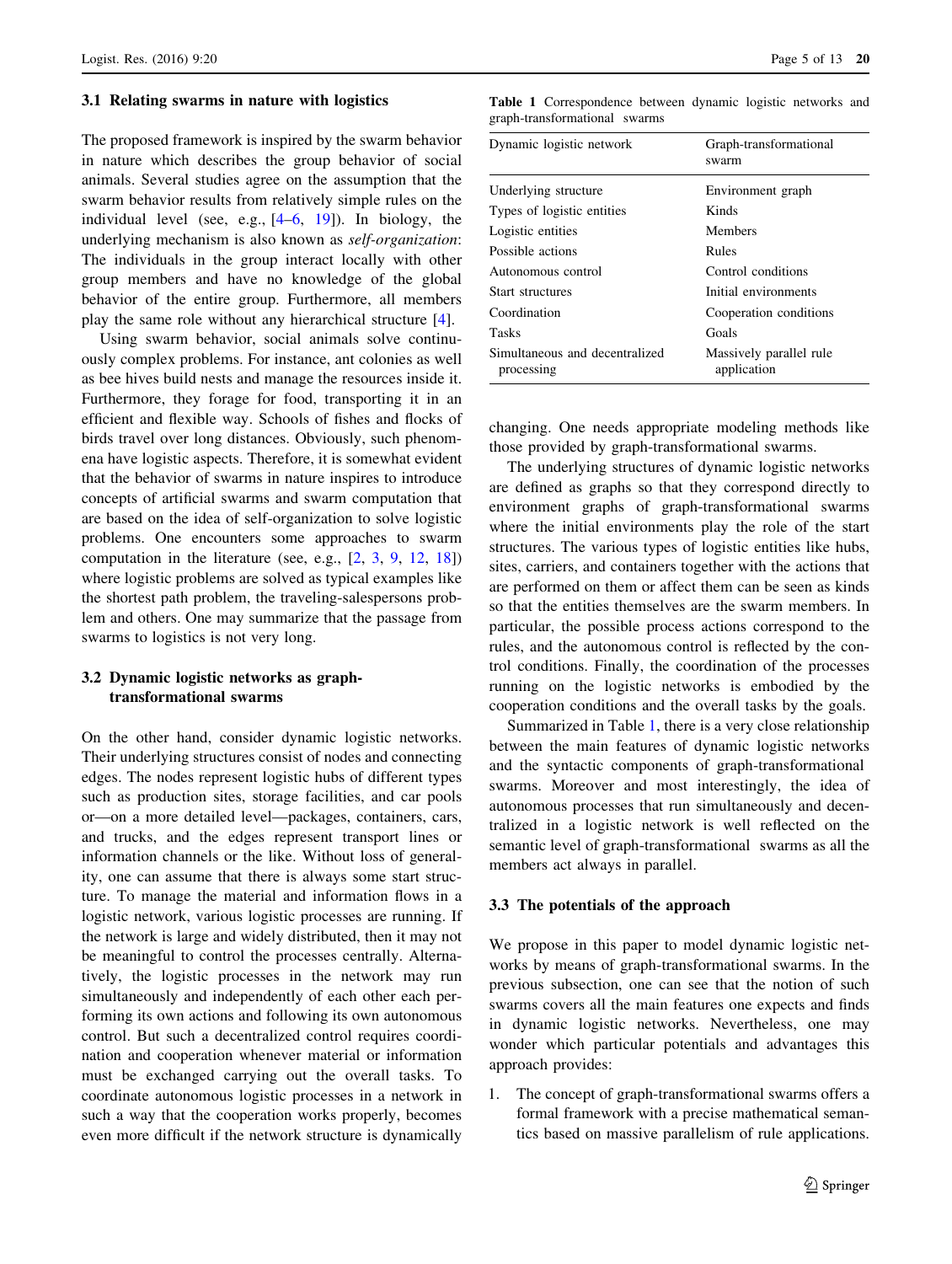### 3.1 Relating swarms in nature with logistics

The proposed framework is inspired by the swarm behavior in nature which describes the group behavior of social animals. Several studies agree on the assumption that the swarm behavior results from relatively simple rules on the individual level (see, e.g., [4–6, 19]). In biology, the underlying mechanism is also known as *self-organization*: The individuals in the group interact locally with other group members and have no knowledge of the global behavior of the entire group. Furthermore, all members play the same role without any hierarchical structure [4].

Using swarm behavior, social animals solve continuously complex problems. For instance, ant colonies as well as bee hives build nests and manage the resources inside it. Furthermore, they forage for food, transporting it in an efficient and flexible way. Schools of fishes and flocks of birds travel over long distances. Obviously, such phenomena have logistic aspects. Therefore, it is somewhat evident that the behavior of swarms in nature inspires to introduce concepts of artificial swarms and swarm computation that are based on the idea of self-organization to solve logistic problems. One encounters some approaches to swarm computation in the literature (see, e.g., [2, 3, 9, 12, 18]) where logistic problems are solved as typical examples like the shortest path problem, the traveling-salespersons problem and others. One may summarize that the passage from swarms to logistics is not very long.

### 3.2 Dynamic logistic networks as graph-transformational swarms

On the other hand, consider dynamic logistic networks. Their underlying structures consist of nodes and connecting edges. The nodes represent logistic hubs of different types such as production sites, storage facilities, and car pools or—on a more detailed level—packages, containers, cars, and trucks, and the edges represent transport lines or information channels or the like. Without loss of generality, one can assume that there is always some start structure. To manage the material and information flows in a logistic network, various logistic processes are running. If the network is large and widely distributed, then it may not be meaningful to control the processes centrally. Alternatively, the logistic processes in the network may run simultaneously and independently of each other each performing its own actions and following its own autonomous control. But such a decentralized control requires coordination and cooperation whenever material or information must be exchanged carrying out the overall tasks. To coordinate autonomous logistic processes in a network in such a way that the cooperation works properly, becomes even more difficult if the network structure is dynamically changing. One needs appropriate modeling methods like those provided by graph-transformational swarms.

**Table 1** Correspondence between dynamic logistic networks and graph-transformational swarms

| Dynamic logistic network | Graph-transformational swarm |
|---|---|
| Underlying structure | Environment graph |
| Types of logistic entities | Kinds |
| Logistic entities | Members |
| Possible actions | Rules |
| Autonomous control | Control conditions |
| Start structures | Initial environments |
| Coordination | Cooperation conditions |
| Tasks | Goals |
| Simultaneous and decentralized processing | Massively parallel rule application |

The underlying structures of dynamic logistic networks are defined as graphs so that they correspond directly to environment graphs of graph-transformational swarms where the initial environments play the role of the start structures. The various types of logistic entities like hubs, sites, carriers, and containers together with the actions that are performed on them or affect them can be seen as kinds so that the entities themselves are the swarm members. In particular, the possible process actions correspond to the rules, and the autonomous control is reflected by the control conditions. Finally, the coordination of the processes running on the logistic networks is embodied by the cooperation conditions and the overall tasks by the goals.

Summarized in Table 1, there is a very close relationship between the main features of dynamic logistic networks and the syntactic components of graph-transformational swarms. Moreover and most interestingly, the idea of autonomous processes that run simultaneously and decentralized in a logistic network is well reflected on the semantic level of graph-transformational swarms as all the members act always in parallel.

### 3.3 The potentials of the approach

We propose in this paper to model dynamic logistic networks by means of graph-transformational swarms. In the previous subsection, one can see that the notion of such swarms covers all the main features one expects and finds in dynamic logistic networks. Nevertheless, one may wonder which particular potentials and advantages this approach provides:

1. The concept of graph-transformational swarms offers a formal framework with a precise mathematical semantics based on massive parallelism of rule applications.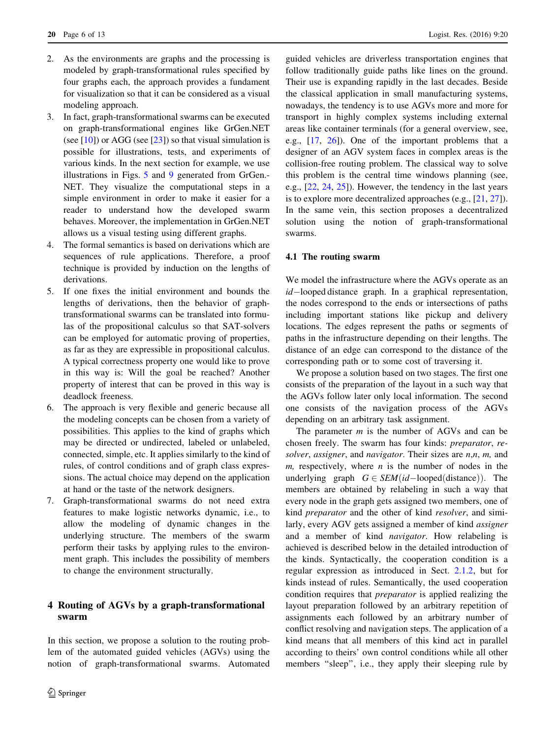2. As the environments are graphs and the processing is modeled by graph-transformational rules specified by four graphs each, the approach provides a fundament for visualization so that it can be considered as a visual modeling approach.
3. In fact, graph-transformational swarms can be executed on graph-transformational engines like GrGen.NET (see [10]) or AGG (see [23]) so that visual simulation is possible for illustrations, tests, and experiments of various kinds. In the next section for example, we use illustrations in Figs. 5 and 9 generated from GrGen.-NET. They visualize the computational steps in a simple environment in order to make it easier for a reader to understand how the developed swarm behaves. Moreover, the implementation in GrGen.NET allows us a visual testing using different graphs.
4. The formal semantics is based on derivations which are sequences of rule applications. Therefore, a proof technique is provided by induction on the lengths of derivations.
5. If one fixes the initial environment and bounds the lengths of derivations, then the behavior of graph-transformational swarms can be translated into formulas of the propositional calculus so that SAT-solvers can be employed for automatic proving of properties, as far as they are expressible in propositional calculus. A typical correctness property one would like to prove in this way is: Will the goal be reached? Another property of interest that can be proved in this way is deadlock freeness.
6. The approach is very flexible and generic because all the modeling concepts can be chosen from a variety of possibilities. This applies to the kind of graphs which may be directed or undirected, labeled or unlabeled, connected, simple, etc. It applies similarly to the kind of rules, of control conditions and of graph class expressions. The actual choice may depend on the application at hand or the taste of the network designers.
7. Graph-transformational swarms do not need extra features to make logistic networks dynamic, i.e., to allow the modeling of dynamic changes in the underlying structure. The members of the swarm perform their tasks by applying rules to the environment graph. This includes the possibility of members to change the environment structurally.

## 4 Routing of AGVs by a graph-transformational swarm

In this section, we propose a solution to the routing problem of the automated guided vehicles (AGVs) using the notion of graph-transformational swarms. Automated guided vehicles are driverless transportation engines that follow traditionally guide paths like lines on the ground. Their use is expanding rapidly in the last decades. Beside the classical application in small manufacturing systems, nowadays, the tendency is to use AGVs more and more for transport in highly complex systems including external areas like container terminals (for a general overview, see, e.g., [17, 26]). One of the important problems that a designer of an AGV system faces in complex areas is the collision-free routing problem. The classical way to solve this problem is the central time windows planning (see, e.g., [22, 24, 25]). However, the tendency in the last years is to explore more decentralized approaches (e.g., [21, 27]). In the same vein, this section proposes a decentralized solution using the notion of graph-transformational swarms.

### 4.1 The routing swarm

We model the infrastructure where the AGVs operate as an $id$−looped distance graph. In a graphical representation, the nodes correspond to the ends or intersections of paths including important stations like pickup and delivery locations. The edges represent the paths or segments of paths in the infrastructure depending on their lengths. The distance of an edge can correspond to the distance of the corresponding path or to some cost of traversing it.

We propose a solution based on two stages. The first one consists of the preparation of the layout in a such way that the AGVs follow later only local information. The second one consists of the navigation process of the AGVs depending on an arbitrary task assignment.

The parameter $m$ is the number of AGVs and can be chosen freely. The swarm has four kinds: *preparator*, *resolver*, *assigner*, and *navigator*. Their sizes are $n$,$n$, $m$, and $m$, respectively, where $n$ is the number of nodes in the underlying graph $G \in SEM(id{-}\text{looped}(\text{distance}))$. The members are obtained by relabeling in such a way that every node in the graph gets assigned two members, one of kind *preparator* and the other of kind *resolver*, and similarly, every AGV gets assigned a member of kind *assigner* and a member of kind *navigator*. How relabeling is achieved is described below in the detailed introduction of the kinds. Syntactically, the cooperation condition is a regular expression as introduced in Sect. 2.1.2, but for kinds instead of rules. Semantically, the used cooperation condition requires that *preparator* is applied realizing the layout preparation followed by an arbitrary repetition of assignments each followed by an arbitrary number of conflict resolving and navigation steps. The application of a kind means that all members of this kind act in parallel according to theirs' own control conditions while all other members "sleep", i.e., they apply their sleeping rule by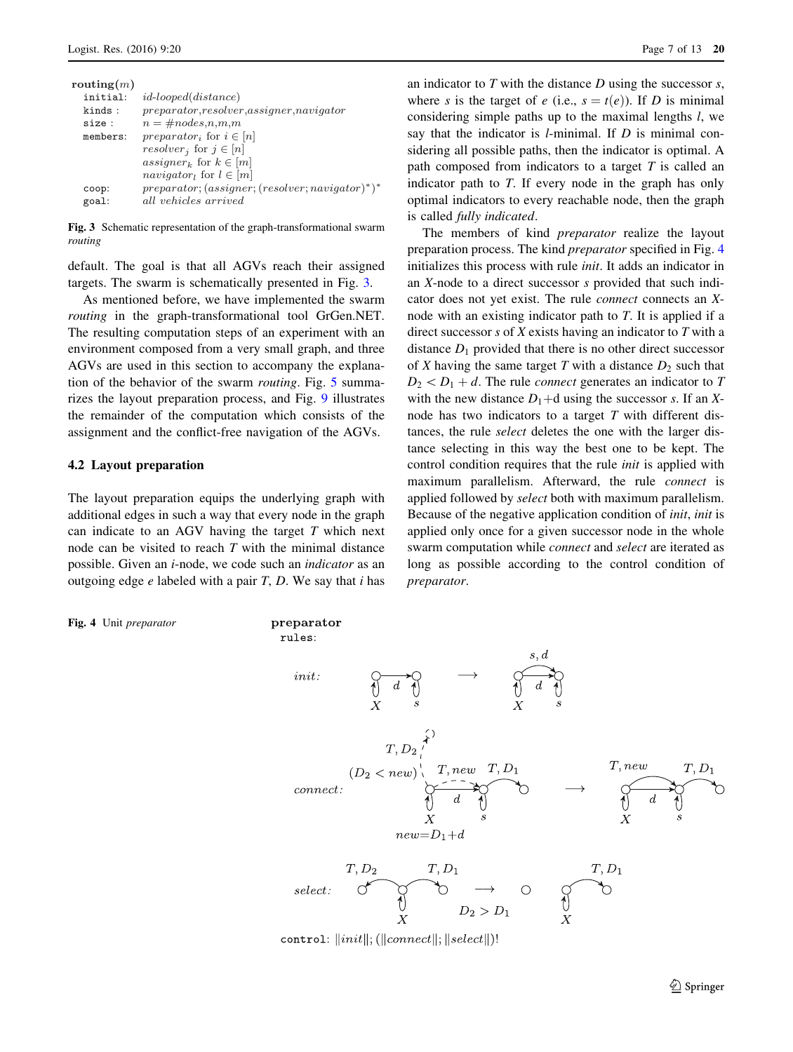```
routing(m)
  initial:   id-looped(distance)
  kinds :    preparator,resolver,assigner,navigator
  size :     n = #nodes,n,m,m
  members:   preparator_i for i ∈ [n]
             resolver_j for j ∈ [n]
             assigner_k for k ∈ [m]
             navigator_l for l ∈ [m]
  coop:      preparator; (assigner; (resolver; navigator)*)*
  goal:      all vehicles arrived
```

**Fig. 3** Schematic representation of the graph-transformational swarm *routing*

default. The goal is that all AGVs reach their assigned targets. The swarm is schematically presented in Fig. 3.

As mentioned before, we have implemented the swarm *routing* in the graph-transformational tool GrGen.NET. The resulting computation steps of an experiment with an environment composed from a very small graph, and three AGVs are used in this section to accompany the explanation of the behavior of the swarm *routing*. Fig. 5 summarizes the layout preparation process, and Fig. 9 illustrates the remainder of the computation which consists of the assignment and the conflict-free navigation of the AGVs.

### 4.2 Layout preparation

The layout preparation equips the underlying graph with additional edges in such a way that every node in the graph can indicate to an AGV having the target $T$ which next node can be visited to reach $T$ with the minimal distance possible. Given an $i$-node, we code such an *indicator* as an outgoing edge $e$ labeled with a pair $T$, $D$. We say that $i$ has an indicator to $T$ with the distance $D$ using the successor $s$, where $s$ is the target of $e$ (i.e., $s = t(e)$). If $D$ is minimal considering simple paths up to the maximal lengths $l$, we say that the indicator is $l$-minimal. If $D$ is minimal considering all possible paths, then the indicator is optimal. A path composed from indicators to a target $T$ is called an indicator path to $T$. If every node in the graph has only optimal indicators to every reachable node, then the graph is called *fully indicated*.

The members of kind *preparator* realize the layout preparation process. The kind *preparator* specified in Fig. 4 initializes this process with rule *init*. It adds an indicator in an $X$-node to a direct successor $s$ provided that such indicator does not yet exist. The rule *connect* connects an $X$-node with an existing indicator path to $T$. It is applied if a direct successor $s$ of $X$ exists having an indicator to $T$ with a distance $D_1$ provided that there is no other direct successor of $X$ having the same target $T$ with a distance $D_2$ such that $D_2 < D_1 + d$. The rule *connect* generates an indicator to $T$ with the new distance $D_1$+d using the successor $s$. If an $X$-node has two indicators to a target $T$ with different distances, the rule *select* deletes the one with the larger distance selecting in this way the best one to be kept. The control condition requires that the rule *init* is applied with maximum parallelism. Afterward, the rule *connect* is applied followed by *select* both with maximum parallelism. Because of the negative application condition of *init*, *init* is applied only once for a given successor node in the whole swarm computation while *connect* and *select* are iterated as long as possible according to the control condition of *preparator*.

**Fig. 4** Unit *preparator*

**preparator**
rules:

*init*: $X \xrightarrow{d} s \;\longrightarrow\; X \xrightarrow{d} s$ with additional indicator edge $s, d$ from $X$ to $s$

*connect*: $X \xrightarrow{d} s$, $s \xrightarrow{T, D_1}$, negative: $X \xrightarrow{T, D_2}$ with $(D_2 < new)$, and no $X \xrightarrow{T, new} s$; $new = D_1 + d$ $\;\longrightarrow\;$ $X \xrightarrow{d} s$, $X \xrightarrow{T, new} s$, $s \xrightarrow{T, D_1}$

*select*: $X \xrightarrow{T, D_2}$, $X \xrightarrow{T, D_1}$ $\;\longrightarrow\;$ $X \xrightarrow{T, D_1}$ where $D_2 > D_1$

control: $\|init\|; (\|connect\|; \|select\|)!$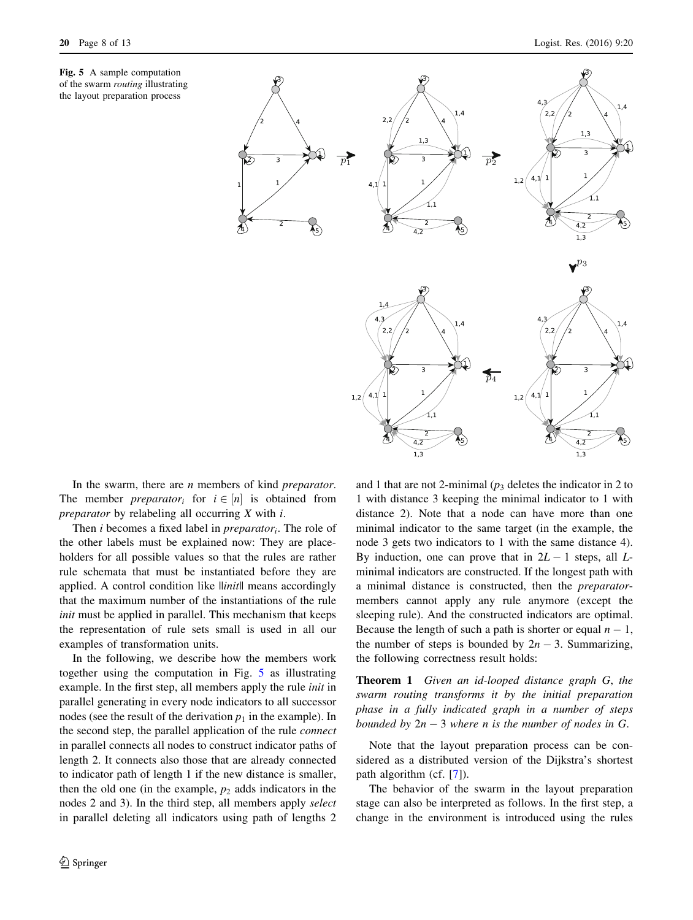**Fig. 5** A sample computation of the swarm *routing* illustrating the layout preparation process

In the swarm, there are $n$ members of kind *preparator*. The member $preparator_i$ for $i \in [n]$ is obtained from *preparator* by relabeling all occurring $X$ with $i$.

Then $i$ becomes a fixed label in $preparator_i$. The role of the other labels must be explained now: They are placeholders for all possible values so that the rules are rather rule schemata that must be instantiated before they are applied. A control condition like $\|init\|$ means accordingly that the maximum number of the instantiations of the rule *init* must be applied in parallel. This mechanism that keeps the representation of rule sets small is used in all our examples of transformation units.

In the following, we describe how the members work together using the computation in Fig. 5 as illustrating example. In the first step, all members apply the rule *init* in parallel generating in every node indicators to all successor nodes (see the result of the derivation $p_1$ in the example). In the second step, the parallel application of the rule *connect* in parallel connects all nodes to construct indicator paths of length 2. It connects also those that are already connected to indicator path of length 1 if the new distance is smaller, then the old one (in the example, $p_2$ adds indicators in the nodes 2 and 3). In the third step, all members apply *select* in parallel deleting all indicators using path of lengths 2 and 1 that are not 2-minimal ($p_3$ deletes the indicator in 2 to 1 with distance 3 keeping the minimal indicator to 1 with distance 2). Note that a node can have more than one minimal indicator to the same target (in the example, the node 3 gets two indicators to 1 with the same distance 4). By induction, one can prove that in $2L - 1$ steps, all $L$-minimal indicators are constructed. If the longest path with a minimal distance is constructed, then the *preparator*-members cannot apply any rule anymore (except the sleeping rule). And the constructed indicators are optimal. Because the length of such a path is shorter or equal $n - 1$, the number of steps is bounded by $2n - 3$. Summarizing, the following correctness result holds:

**Theorem 1** *Given an id-looped distance graph G, the swarm routing transforms it by the initial preparation phase in a fully indicated graph in a number of steps bounded by $2n - 3$ where n is the number of nodes in G.*

Note that the layout preparation process can be considered as a distributed version of the Dijkstra's shortest path algorithm (cf. [7]).

The behavior of the swarm in the layout preparation stage can also be interpreted as follows. In the first step, a change in the environment is introduced using the rules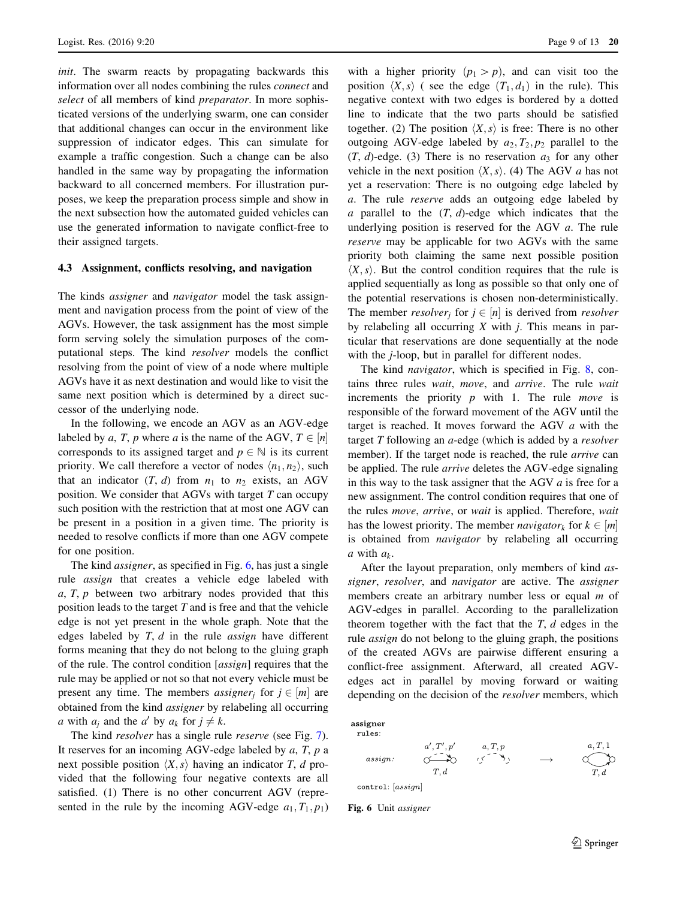*init*. The swarm reacts by propagating backwards this information over all nodes combining the rules *connect* and *select* of all members of kind *preparator*. In more sophisticated versions of the underlying swarm, one can consider that additional changes can occur in the environment like suppression of indicator edges. This can simulate for example a traffic congestion. Such a change can be also handled in the same way by propagating the information backward to all concerned members. For illustration purposes, we keep the preparation process simple and show in the next subsection how the automated guided vehicles can use the generated information to navigate conflict-free to their assigned targets.

### 4.3 Assignment, conflicts resolving, and navigation

The kinds *assigner* and *navigator* model the task assignment and navigation process from the point of view of the AGVs. However, the task assignment has the most simple form serving solely the simulation purposes of the computational steps. The kind *resolver* models the conflict resolving from the point of view of a node where multiple AGVs have it as next destination and would like to visit the same next position which is determined by a direct successor of the underlying node.

In the following, we encode an AGV as an AGV-edge labeled by $a$, $T$, $p$ where $a$ is the name of the AGV, $T \in [n]$ corresponds to its assigned target and $p \in \mathbb{N}$ is its current priority. We call therefore a vector of nodes $\langle n_1, n_2 \rangle$, such that an indicator $(T, d)$ from $n_1$ to $n_2$ exists, an AGV position. We consider that AGVs with target $T$ can occupy such position with the restriction that at most one AGV can be present in a position in a given time. The priority is needed to resolve conflicts if more than one AGV compete for one position.

The kind *assigner*, as specified in Fig. 6, has just a single rule *assign* that creates a vehicle edge labeled with $a, T, p$ between two arbitrary nodes provided that this position leads to the target $T$ and is free and that the vehicle edge is not yet present in the whole graph. Note that the edges labeled by $T$, $d$ in the rule *assign* have different forms meaning that they do not belong to the gluing graph of the rule. The control condition [*assign*] requires that the rule may be applied or not so that not every vehicle must be present any time. The members $assigner_j$ for $j \in [m]$ are obtained from the kind *assigner* by relabeling all occurring $a$ with $a_j$ and the $a'$ by $a_k$ for $j \neq k$.

The kind *resolver* has a single rule *reserve* (see Fig. 7). It reserves for an incoming AGV-edge labeled by $a$, $T$, $p$ a next possible position $\langle X, s \rangle$ having an indicator $T$, $d$ provided that the following four negative contexts are all satisfied. (1) There is no other concurrent AGV (represented in the rule by the incoming AGV-edge $a_1, T_1, p_1$) with a higher priority ($p_1 > p$), and can visit too the position $\langle X, s \rangle$ ( see the edge $(T_1, d_1)$ in the rule). This negative context with two edges is bordered by a dotted line to indicate that the two parts should be satisfied together. (2) The position $\langle X, s \rangle$ is free: There is no other outgoing AGV-edge labeled by $a_2, T_2, p_2$ parallel to the ($T$, $d$)-edge. (3) There is no reservation $a_3$ for any other vehicle in the next position $\langle X, s \rangle$. (4) The AGV $a$ has not yet a reservation: There is no outgoing edge labeled by $a$. The rule *reserve* adds an outgoing edge labeled by $a$ parallel to the ($T$, $d$)-edge which indicates that the underlying position is reserved for the AGV $a$. The rule *reserve* may be applicable for two AGVs with the same priority both claiming the same next possible position $\langle X, s \rangle$. But the control condition requires that the rule is applied sequentially as long as possible so that only one of the potential reservations is chosen non-deterministically. The member $resolver_j$ for $j \in [n]$ is derived from *resolver* by relabeling all occurring $X$ with $j$. This means in particular that reservations are done sequentially at the node with the $j$-loop, but in parallel for different nodes.

The kind *navigator*, which is specified in Fig. 8, contains three rules *wait*, *move*, and *arrive*. The rule *wait* increments the priority $p$ with 1. The rule *move* is responsible of the forward movement of the AGV until the target is reached. It moves forward the AGV $a$ with the target $T$ following an $a$-edge (which is added by a *resolver* member). If the target node is reached, the rule *arrive* can be applied. The rule *arrive* deletes the AGV-edge signaling in this way to the task assigner that the AGV $a$ is free for a new assignment. The control condition requires that one of the rules *move*, *arrive*, or *wait* is applied. Therefore, *wait* has the lowest priority. The member $navigator_k$ for $k \in [m]$ is obtained from *navigator* by relabeling all occurring $a$ with $a_k$.

After the layout preparation, only members of kind *assigner*, *resolver*, and *navigator* are active. The *assigner* members create an arbitrary number less or equal $m$ of AGV-edges in parallel. According to the parallelization theorem together with the fact that the $T$, $d$ edges in the rule *assign* do not belong to the gluing graph, the positions of the created AGVs are pairwise different ensuring a conflict-free assignment. Afterward, all created AGV-edges act in parallel by moving forward or waiting depending on the decision of the *resolver* members, which

assigner
rules:

assign: [$a', T', p'$ / $T, d$] [$a, T, p$] ⟶ [$a, T, 1$ / $T, d$]

control: [*assign*]

**Fig. 6** Unit *assigner*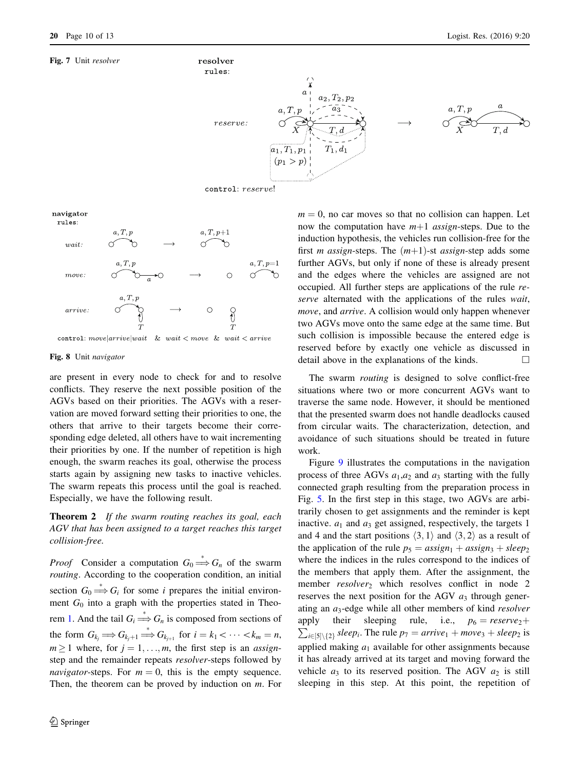**Fig. 7** Unit *resolver*

**Fig. 8** Unit *navigator*

are present in every node to check for and to resolve conflicts. They reserve the next possible position of the AGVs based on their priorities. The AGVs with a reservation are moved forward setting their priorities to one, the others that arrive to their targets become their corresponding edge deleted, all others have to wait incrementing their priorities by one. If the number of repetition is high enough, the swarm reaches its goal, otherwise the process starts again by assigning new tasks to inactive vehicles. The swarm repeats this process until the goal is reached. Especially, we have the following result.

**Theorem 2** *If the swarm routing reaches its goal, each AGV that has been assigned to a target reaches this target collision-free.*

*Proof* Consider a computation $G_0 \overset{*}{\Longrightarrow} G_n$ of the swarm *routing*. According to the cooperation condition, an initial section $G_0 \overset{*}{\Longrightarrow} G_i$ for some $i$ prepares the initial environment $G_0$ into a graph with the properties stated in Theorem 1. And the tail $G_i \overset{*}{\Longrightarrow} G_n$ is composed from sections of the form $G_{k_j} \Longrightarrow G_{k_j+1} \overset{*}{\Longrightarrow} G_{k_{j+1}}$ for $i = k_1 < \cdots < k_m = n$, $m \geq 1$ where, for $j = 1, \ldots, m$, the first step is an *assign*-step and the remainder repeats *resolver*-steps followed by *navigator*-steps. For $m = 0$, this is the empty sequence. Then, the theorem can be proved by induction on $m$. For $m = 0$, no car moves so that no collision can happen. Let now the computation have $m+1$ *assign*-steps. Due to the induction hypothesis, the vehicles run collision-free for the first $m$ *assign*-steps. The $(m+1)$-st *assign*-step adds some further AGVs, but only if none of these is already present and the edges where the vehicles are assigned are not occupied. All further steps are applications of the rule *reserve* alternated with the applications of the rules *wait*, *move*, and *arrive*. A collision would only happen whenever two AGVs move onto the same edge at the same time. But such collision is impossible because the entered edge is reserved before by exactly one vehicle as discussed in detail above in the explanations of the kinds. □

The swarm *routing* is designed to solve conflict-free situations where two or more concurrent AGVs want to traverse the same node. However, it should be mentioned that the presented swarm does not handle deadlocks caused from circular waits. The characterization, detection, and avoidance of such situations should be treated in future work.

Figure 9 illustrates the computations in the navigation process of three AGVs $a_1$,$a_2$ and $a_3$ starting with the fully connected graph resulting from the preparation process in Fig. 5. In the first step in this stage, two AGVs are arbitrarily chosen to get assignments and the reminder is kept inactive. $a_1$ and $a_3$ get assigned, respectively, the targets 1 and 4 and the start positions $\langle 3, 1 \rangle$ and $\langle 3, 2 \rangle$ as a result of the application of the rule $p_5 = assign_1 + assign_3 + sleep_2$ where the indices in the rules correspond to the indices of the members that apply them. After the assignment, the member $resolver_2$ which resolves conflict in node 2 reserves the next position for the AGV $a_3$ through generating an $a_3$-edge while all other members of kind *resolver* apply their sleeping rule, i.e., $p_6 = reserve_2 + \sum_{i \in [5] \setminus \{2\}} sleep_i$. The rule $p_7 = arrive_1 + move_3 + sleep_2$ is applied making $a_1$ available for other assignments because it has already arrived at its target and moving forward the vehicle $a_3$ to its reserved position. The AGV $a_2$ is still sleeping in this step. At this point, the repetition of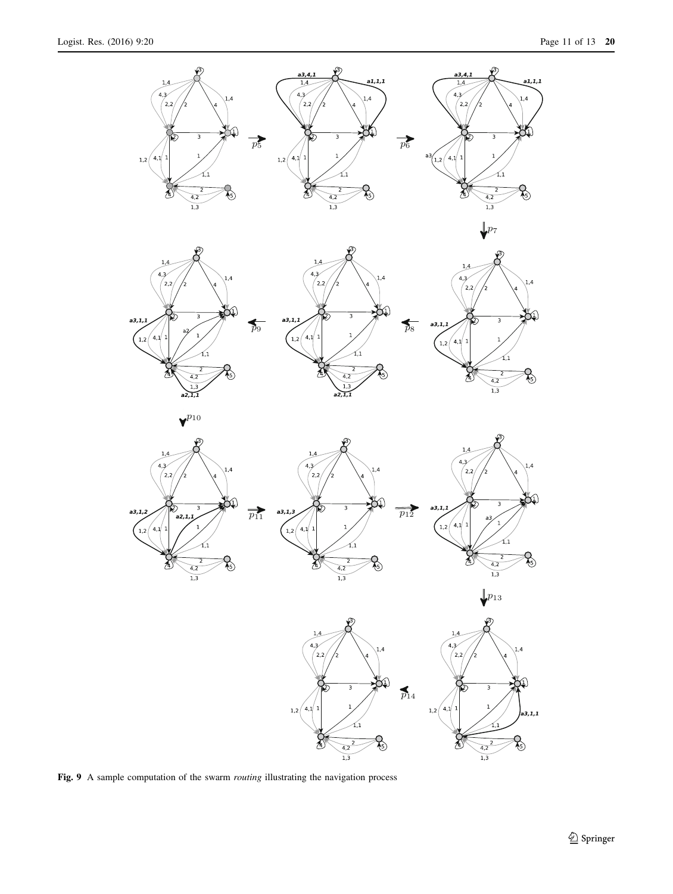**Fig. 9** A sample computation of the swarm *routing* illustrating the navigation process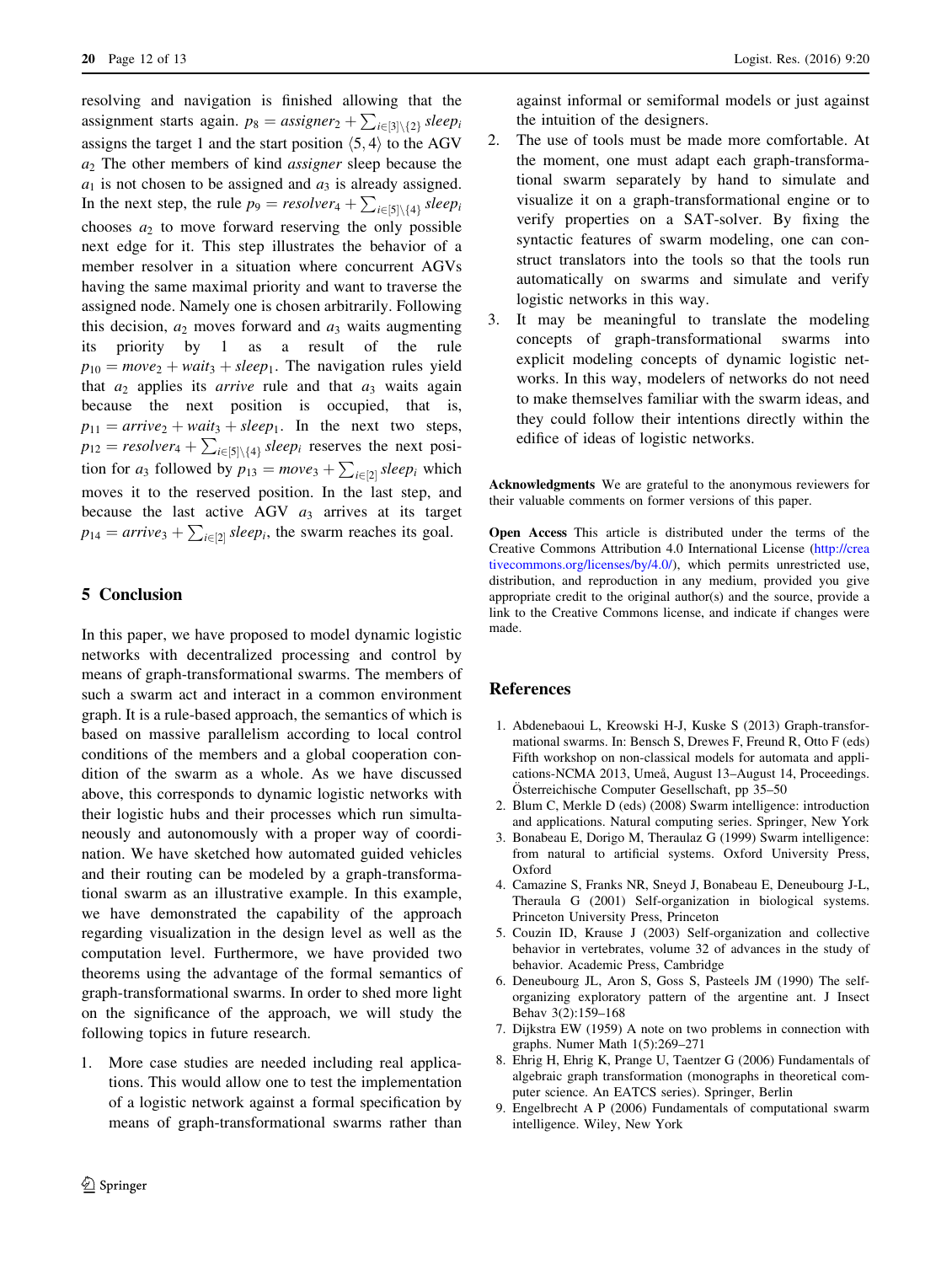resolving and navigation is finished allowing that the assignment starts again. $p_8 = assigner_2 + \sum_{i \in [3] \setminus \{2\}} sleep_i$ assigns the target 1 and the start position $\langle 5, 4 \rangle$ to the AGV $a_2$ The other members of kind *assigner* sleep because the $a_1$ is not chosen to be assigned and $a_3$ is already assigned. In the next step, the rule $p_9 = resolver_4 + \sum_{i \in [5] \setminus \{4\}} sleep_i$ chooses $a_2$ to move forward reserving the only possible next edge for it. This step illustrates the behavior of a member resolver in a situation where concurrent AGVs having the same maximal priority and want to traverse the assigned node. Namely one is chosen arbitrarily. Following this decision, $a_2$ moves forward and $a_3$ waits augmenting its priority by 1 as a result of the rule $p_{10} = move_2 + wait_3 + sleep_1$. The navigation rules yield that $a_2$ applies its *arrive* rule and that $a_3$ waits again because the next position is occupied, that is, $p_{11} = arrive_2 + wait_3 + sleep_1$. In the next two steps, $p_{12} = resolver_4 + \sum_{i \in [5] \setminus \{4\}} sleep_i$ reserves the next position for $a_3$ followed by $p_{13} = move_3 + \sum_{i \in [2]} sleep_i$ which moves it to the reserved position. In the last step, and because the last active AGV $a_3$ arrives at its target $p_{14} = arrive_3 + \sum_{i \in [2]} sleep_i$, the swarm reaches its goal.

## 5 Conclusion

In this paper, we have proposed to model dynamic logistic networks with decentralized processing and control by means of graph-transformational swarms. The members of such a swarm act and interact in a common environment graph. It is a rule-based approach, the semantics of which is based on massive parallelism according to local control conditions of the members and a global cooperation condition of the swarm as a whole. As we have discussed above, this corresponds to dynamic logistic networks with their logistic hubs and their processes which run simultaneously and autonomously with a proper way of coordination. We have sketched how automated guided vehicles and their routing can be modeled by a graph-transformational swarm as an illustrative example. In this example, we have demonstrated the capability of the approach regarding visualization in the design level as well as the computation level. Furthermore, we have provided two theorems using the advantage of the formal semantics of graph-transformational swarms. In order to shed more light on the significance of the approach, we will study the following topics in future research.

1. More case studies are needed including real applications. This would allow one to test the implementation of a logistic network against a formal specification by means of graph-transformational swarms rather than against informal or semiformal models or just against the intuition of the designers.
2. The use of tools must be made more comfortable. At the moment, one must adapt each graph-transformational swarm separately by hand to simulate and visualize it on a graph-transformational engine or to verify properties on a SAT-solver. By fixing the syntactic features of swarm modeling, one can construct translators into the tools so that the tools run automatically on swarms and simulate and verify logistic networks in this way.
3. It may be meaningful to translate the modeling concepts of graph-transformational swarms into explicit modeling concepts of dynamic logistic networks. In this way, modelers of networks do not need to make themselves familiar with the swarm ideas, and they could follow their intentions directly within the edifice of ideas of logistic networks.

**Acknowledgments** We are grateful to the anonymous reviewers for their valuable comments on former versions of this paper.

**Open Access** This article is distributed under the terms of the Creative Commons Attribution 4.0 International License (http://creativecommons.org/licenses/by/4.0/), which permits unrestricted use, distribution, and reproduction in any medium, provided you give appropriate credit to the original author(s) and the source, provide a link to the Creative Commons license, and indicate if changes were made.

## References

1. Abdenebaoui L, Kreowski H-J, Kuske S (2013) Graph-transformational swarms. In: Bensch S, Drewes F, Freund R, Otto F (eds) Fifth workshop on non-classical models for automata and applications-NCMA 2013, Umeå, August 13–August 14, Proceedings. Österreichische Computer Gesellschaft, pp 35–50
2. Blum C, Merkle D (eds) (2008) Swarm intelligence: introduction and applications. Natural computing series. Springer, New York
3. Bonabeau E, Dorigo M, Theraulaz G (1999) Swarm intelligence: from natural to artificial systems. Oxford University Press, Oxford
4. Camazine S, Franks NR, Sneyd J, Bonabeau E, Deneubourg J-L, Theraula G (2001) Self-organization in biological systems. Princeton University Press, Princeton
5. Couzin ID, Krause J (2003) Self-organization and collective behavior in vertebrates, volume 32 of advances in the study of behavior. Academic Press, Cambridge
6. Deneubourg JL, Aron S, Goss S, Pasteels JM (1990) The self-organizing exploratory pattern of the argentine ant. J Insect Behav 3(2):159–168
7. Dijkstra EW (1959) A note on two problems in connection with graphs. Numer Math 1(5):269–271
8. Ehrig H, Ehrig K, Prange U, Taentzer G (2006) Fundamentals of algebraic graph transformation (monographs in theoretical computer science. An EATCS series). Springer, Berlin
9. Engelbrecht A P (2006) Fundamentals of computational swarm intelligence. Wiley, New York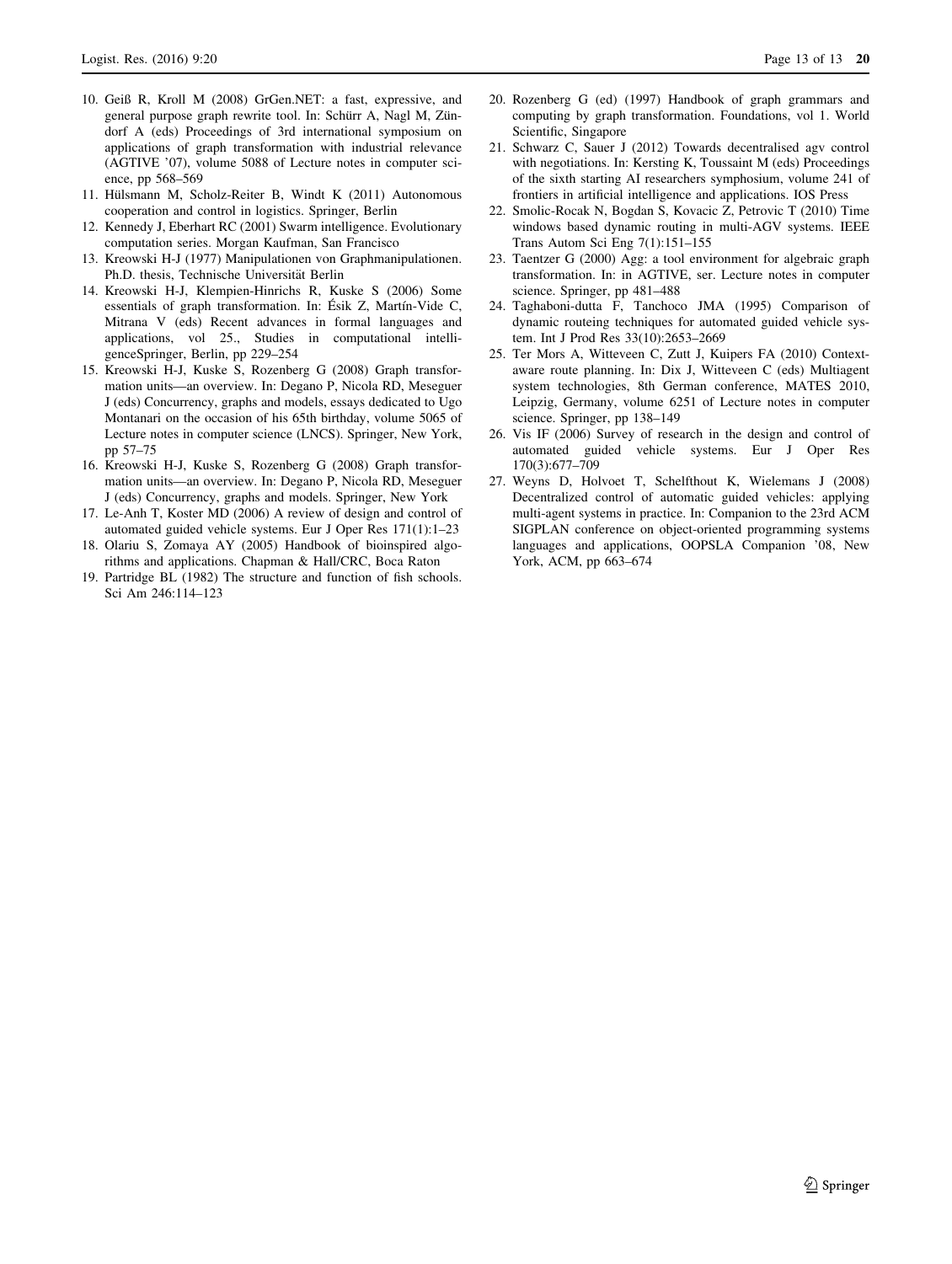10. Geiß R, Kroll M (2008) GrGen.NET: a fast, expressive, and general purpose graph rewrite tool. In: Schürr A, Nagl M, Zündorf A (eds) Proceedings of 3rd international symposium on applications of graph transformation with industrial relevance (AGTIVE '07), volume 5088 of Lecture notes in computer science, pp 568–569
11. Hülsmann M, Scholz-Reiter B, Windt K (2011) Autonomous cooperation and control in logistics. Springer, Berlin
12. Kennedy J, Eberhart RC (2001) Swarm intelligence. Evolutionary computation series. Morgan Kaufman, San Francisco
13. Kreowski H-J (1977) Manipulationen von Graphmanipulationen. Ph.D. thesis, Technische Universität Berlin
14. Kreowski H-J, Klempien-Hinrichs R, Kuske S (2006) Some essentials of graph transformation. In: Ésik Z, Martín-Vide C, Mitrana V (eds) Recent advances in formal languages and applications, vol 25., Studies in computational intelligenceSpringer, Berlin, pp 229–254
15. Kreowski H-J, Kuske S, Rozenberg G (2008) Graph transformation units—an overview. In: Degano P, Nicola RD, Meseguer J (eds) Concurrency, graphs and models, essays dedicated to Ugo Montanari on the occasion of his 65th birthday, volume 5065 of Lecture notes in computer science (LNCS). Springer, New York, pp 57–75
16. Kreowski H-J, Kuske S, Rozenberg G (2008) Graph transformation units—an overview. In: Degano P, Nicola RD, Meseguer J (eds) Concurrency, graphs and models. Springer, New York
17. Le-Anh T, Koster MD (2006) A review of design and control of automated guided vehicle systems. Eur J Oper Res 171(1):1–23
18. Olariu S, Zomaya AY (2005) Handbook of bioinspired algorithms and applications. Chapman & Hall/CRC, Boca Raton
19. Partridge BL (1982) The structure and function of fish schools. Sci Am 246:114–123
20. Rozenberg G (ed) (1997) Handbook of graph grammars and computing by graph transformation. Foundations, vol 1. World Scientific, Singapore
21. Schwarz C, Sauer J (2012) Towards decentralised agv control with negotiations. In: Kersting K, Toussaint M (eds) Proceedings of the sixth starting AI researchers symphosium, volume 241 of frontiers in artificial intelligence and applications. IOS Press
22. Smolic-Rocak N, Bogdan S, Kovacic Z, Petrovic T (2010) Time windows based dynamic routing in multi-AGV systems. IEEE Trans Autom Sci Eng 7(1):151–155
23. Taentzer G (2000) Agg: a tool environment for algebraic graph transformation. In: in AGTIVE, ser. Lecture notes in computer science. Springer, pp 481–488
24. Taghaboni-dutta F, Tanchoco JMA (1995) Comparison of dynamic routeing techniques for automated guided vehicle system. Int J Prod Res 33(10):2653–2669
25. Ter Mors A, Witteveen C, Zutt J, Kuipers FA (2010) Context-aware route planning. In: Dix J, Witteveen C (eds) Multiagent system technologies, 8th German conference, MATES 2010, Leipzig, Germany, volume 6251 of Lecture notes in computer science. Springer, pp 138–149
26. Vis IF (2006) Survey of research in the design and control of automated guided vehicle systems. Eur J Oper Res 170(3):677–709
27. Weyns D, Holvoet T, Schelfthout K, Wielemans J (2008) Decentralized control of automatic guided vehicles: applying multi-agent systems in practice. In: Companion to the 23rd ACM SIGPLAN conference on object-oriented programming systems languages and applications, OOPSLA Companion '08, New York, ACM, pp 663–674